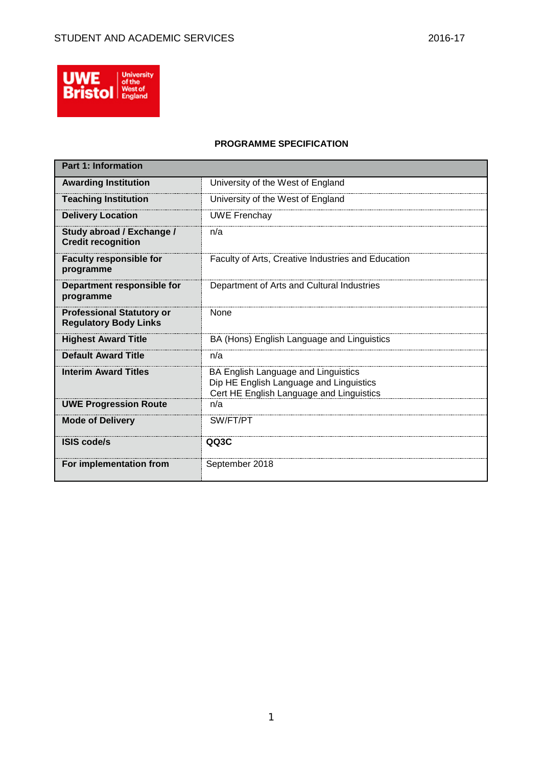# PROGRAMME SPECIFICATION

| Part 1: Information | |
|---|---|
| **Awarding Institution** | University of the West of England |
| **Teaching Institution** | University of the West of England |
| **Delivery Location** | UWE Frenchay |
| **Study abroad / Exchange / Credit recognition** | n/a |
| **Faculty responsible for programme** | Faculty of Arts, Creative Industries and Education |
| **Department responsible for programme** | Department of Arts and Cultural Industries |
| **Professional Statutory or Regulatory Body Links** | None |
| **Highest Award Title** | BA (Hons) English Language and Linguistics |
| **Default Award Title** | n/a |
| **Interim Award Titles** | BA English Language and Linguistics<br>Dip HE English Language and Linguistics<br>Cert HE English Language and Linguistics |
| **UWE Progression Route** | n/a |
| **Mode of Delivery** | SW/FT/PT |
| **ISIS code/s** | **QQ3C** |
| **For implementation from** | September 2018 |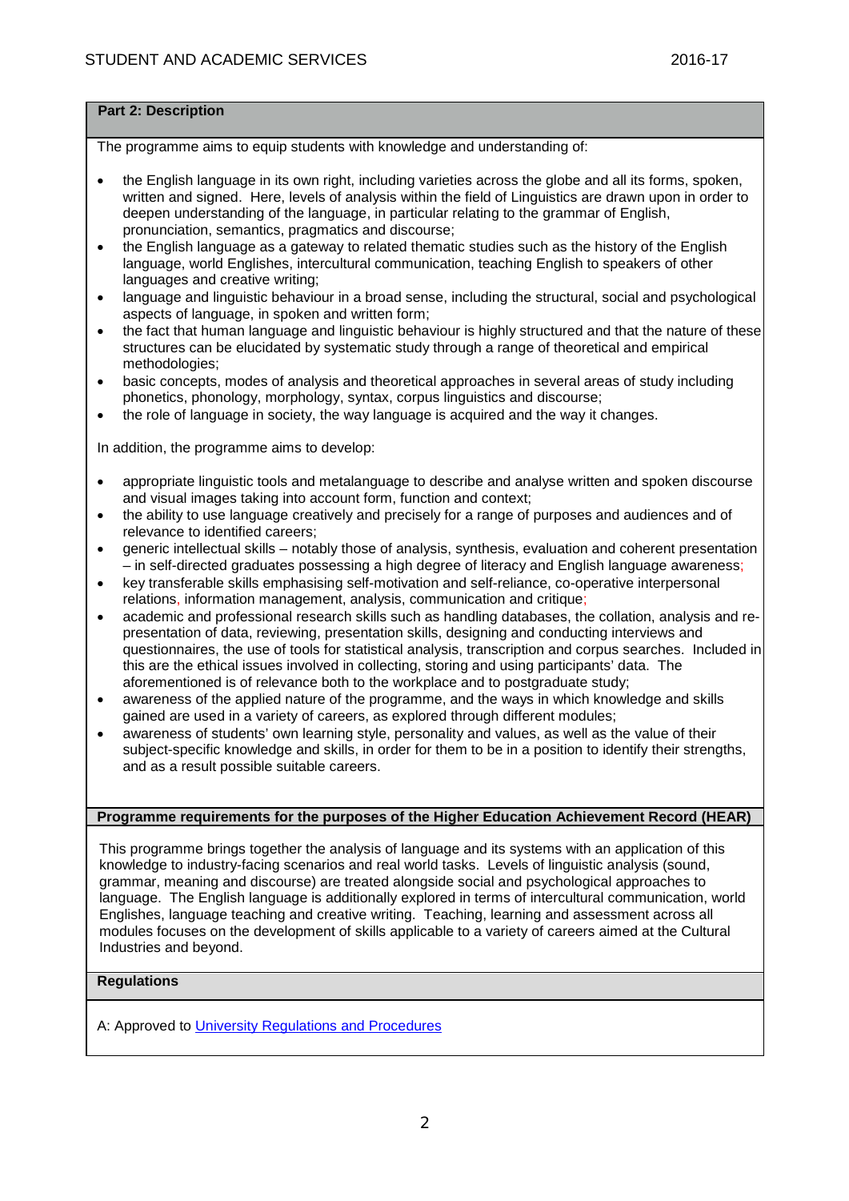## Part 2: Description

The programme aims to equip students with knowledge and understanding of:

- the English language in its own right, including varieties across the globe and all its forms, spoken, written and signed. Here, levels of analysis within the field of Linguistics are drawn upon in order to deepen understanding of the language, in particular relating to the grammar of English, pronunciation, semantics, pragmatics and discourse;
- the English language as a gateway to related thematic studies such as the history of the English language, world Englishes, intercultural communication, teaching English to speakers of other languages and creative writing;
- language and linguistic behaviour in a broad sense, including the structural, social and psychological aspects of language, in spoken and written form;
- the fact that human language and linguistic behaviour is highly structured and that the nature of these structures can be elucidated by systematic study through a range of theoretical and empirical methodologies;
- basic concepts, modes of analysis and theoretical approaches in several areas of study including phonetics, phonology, morphology, syntax, corpus linguistics and discourse;
- the role of language in society, the way language is acquired and the way it changes.

In addition, the programme aims to develop:

- appropriate linguistic tools and metalanguage to describe and analyse written and spoken discourse and visual images taking into account form, function and context;
- the ability to use language creatively and precisely for a range of purposes and audiences and of relevance to identified careers;
- generic intellectual skills – notably those of analysis, synthesis, evaluation and coherent presentation – in self-directed graduates possessing a high degree of literacy and English language awareness;
- key transferable skills emphasising self-motivation and self-reliance, co-operative interpersonal relations, information management, analysis, communication and critique;
- academic and professional research skills such as handling databases, the collation, analysis and re-presentation of data, reviewing, presentation skills, designing and conducting interviews and questionnaires, the use of tools for statistical analysis, transcription and corpus searches. Included in this are the ethical issues involved in collecting, storing and using participants' data. The aforementioned is of relevance both to the workplace and to postgraduate study;
- awareness of the applied nature of the programme, and the ways in which knowledge and skills gained are used in a variety of careers, as explored through different modules;
- awareness of students' own learning style, personality and values, as well as the value of their subject-specific knowledge and skills, in order for them to be in a position to identify their strengths, and as a result possible suitable careers.

## Programme requirements for the purposes of the Higher Education Achievement Record (HEAR)

This programme brings together the analysis of language and its systems with an application of this knowledge to industry-facing scenarios and real world tasks. Levels of linguistic analysis (sound, grammar, meaning and discourse) are treated alongside social and psychological approaches to language. The English language is additionally explored in terms of intercultural communication, world Englishes, language teaching and creative writing. Teaching, learning and assessment across all modules focuses on the development of skills applicable to a variety of careers aimed at the Cultural Industries and beyond.

## Regulations

A: Approved to [University Regulations and Procedures]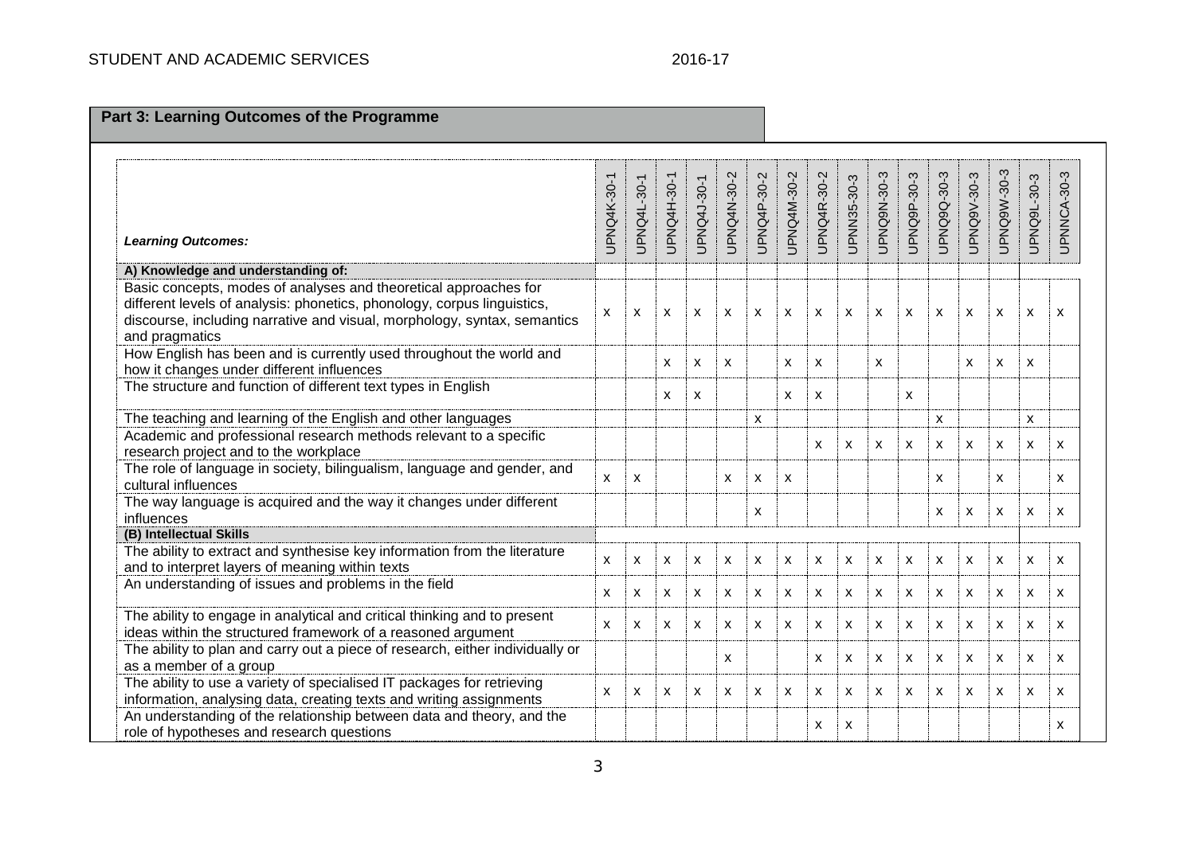## Part 3: Learning Outcomes of the Programme

| *Learning Outcomes:* | UPNQ4K-30-1 | UPNQ4L-30-1 | UPNQ4H-30-1 | UPNQ4J-30-1 | UPNQ4N-30-2 | UPNQ4P-30-2 | UPNQ4M-30-2 | UPNQ4R-30-2 | UPNN35-30-3 | UPNQ9N-30-3 | UPNQ9P-30-3 | UPNQ9Q-30-3 | UPNQ9V-30-3 | UPNQ9W-30-3 | UPNQ9L-30-3 | UPNNCA-30-3 |
|---|---|---|---|---|---|---|---|---|---|---|---|---|---|---|---|---|
| **A) Knowledge and understanding of:** | | | | | | | | | | | | | | | | |
| Basic concepts, modes of analyses and theoretical approaches for different levels of analysis: phonetics, phonology, corpus linguistics, discourse, including narrative and visual, morphology, syntax, semantics and pragmatics | x | x | x | x | x | x | x | x | x | x | x | x | x | x | x | x |
| How English has been and is currently used throughout the world and how it changes under different influences | | | x | x | x | | x | x | | x | | | x | x | x | |
| The structure and function of different text types in English | | | x | x | | | x | x | | | x | | | | | |
| The teaching and learning of the English and other languages | | | | | | x | | | | | | x | | | x | |
| Academic and professional research methods relevant to a specific research project and to the workplace | | | | | | | | x | x | x | x | x | x | x | x | x |
| The role of language in society, bilingualism, language and gender, and cultural influences | x | x | | | x | x | x | | | | | x | | x | | x |
| The way language is acquired and the way it changes under different influences | | | | | | x | | | | | | x | x | x | x | x |
| **(B) Intellectual Skills** | | | | | | | | | | | | | | | | |
| The ability to extract and synthesise key information from the literature and to interpret layers of meaning within texts | x | x | x | x | x | x | x | x | x | x | x | x | x | x | x | x |
| An understanding of issues and problems in the field | x | x | x | x | x | x | x | x | x | x | x | x | x | x | x | x |
| The ability to engage in analytical and critical thinking and to present ideas within the structured framework of a reasoned argument | x | x | x | x | x | x | x | x | x | x | x | x | x | x | x | x |
| The ability to plan and carry out a piece of research, either individually or as a member of a group | | | | | x | | | x | x | x | x | x | x | x | x | x |
| The ability to use a variety of specialised IT packages for retrieving information, analysing data, creating texts and writing assignments | x | x | x | x | x | x | x | x | x | x | x | x | x | x | x | x |
| An understanding of the relationship between data and theory, and the role of hypotheses and research questions | | | | | | | | x | x | | | | | | | x |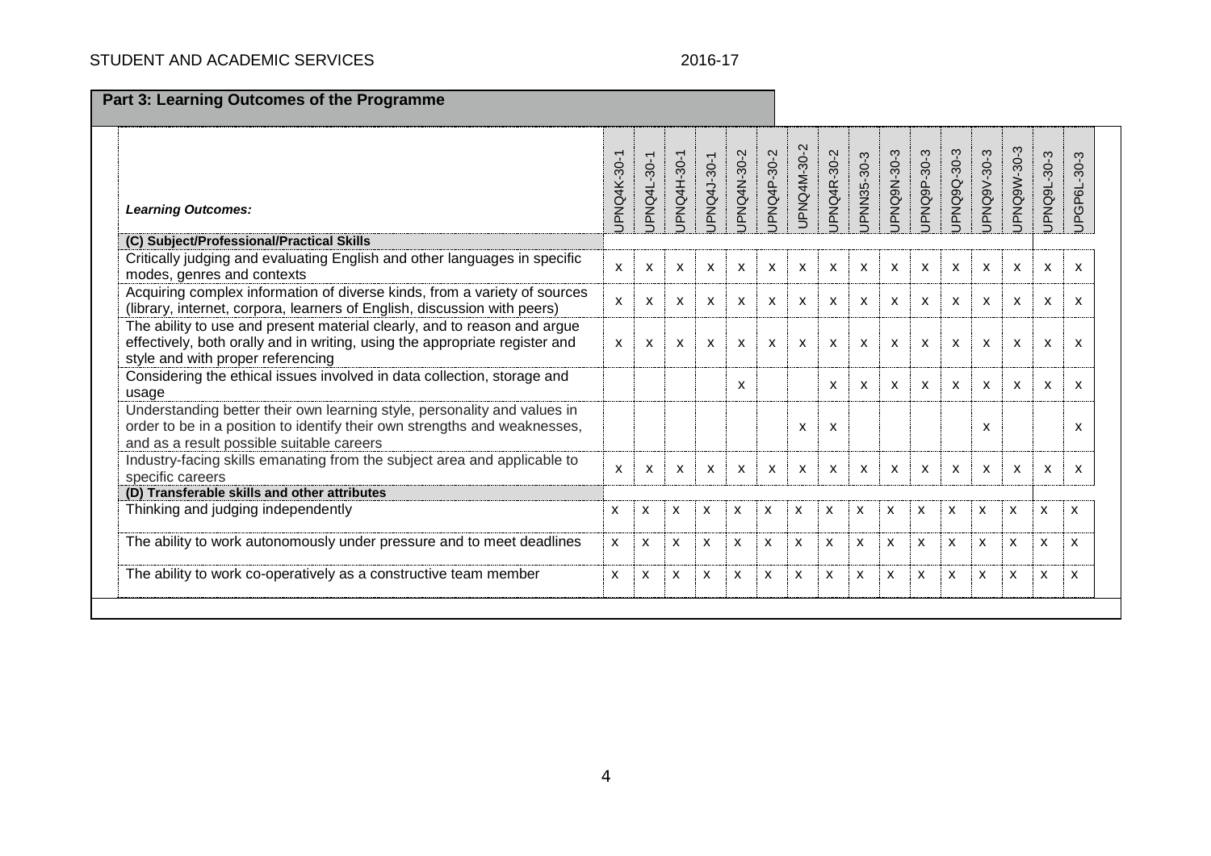## Part 3: Learning Outcomes of the Programme

| *Learning Outcomes:* | UPNQ4K-30-1 | UPNQ4L-30-1 | UPNQ4H-30-1 | UPNQ4J-30-1 | UPNQ4N-30-2 | UPNQ4P-30-2 | UPNQ4M-30-2 | UPNQ4R-30-2 | UPNN35-30-3 | UPNQ9N-30-3 | UPNQ9P-30-3 | UPNQ9Q-30-3 | UPNQ9V-30-3 | UPNQ9W-30-3 | UPNQ9L-30-3 | UPGP6L-30-3 |
|---|---|---|---|---|---|---|---|---|---|---|---|---|---|---|---|---|
| **(C) Subject/Professional/Practical Skills** | | | | | | | | | | | | | | | | |
| Critically judging and evaluating English and other languages in specific modes, genres and contexts | x | x | x | x | x | x | x | x | x | x | x | x | x | x | x | x |
| Acquiring complex information of diverse kinds, from a variety of sources (library, internet, corpora, learners of English, discussion with peers) | x | x | x | x | x | x | x | x | x | x | x | x | x | x | x | x |
| The ability to use and present material clearly, and to reason and argue effectively, both orally and in writing, using the appropriate register and style and with proper referencing | x | x | x | x | x | x | x | x | x | x | x | x | x | x | x | x |
| Considering the ethical issues involved in data collection, storage and usage | | | | | x | | | x | x | x | x | x | x | x | x | x |
| Understanding better their own learning style, personality and values in order to be in a position to identify their own strengths and weaknesses, and as a result possible suitable careers | | | | | | | x | x | | | | | x | | | x |
| Industry-facing skills emanating from the subject area and applicable to specific careers | x | x | x | x | x | x | x | x | x | x | x | x | x | x | x | x |
| **(D) Transferable skills and other attributes** | | | | | | | | | | | | | | | | |
| Thinking and judging independently | x | x | x | x | x | x | x | x | x | x | x | x | x | x | x | x |
| The ability to work autonomously under pressure and to meet deadlines | x | x | x | x | x | x | x | x | x | x | x | x | x | x | x | x |
| The ability to work co-operatively as a constructive team member | x | x | x | x | x | x | x | x | x | x | x | x | x | x | x | x |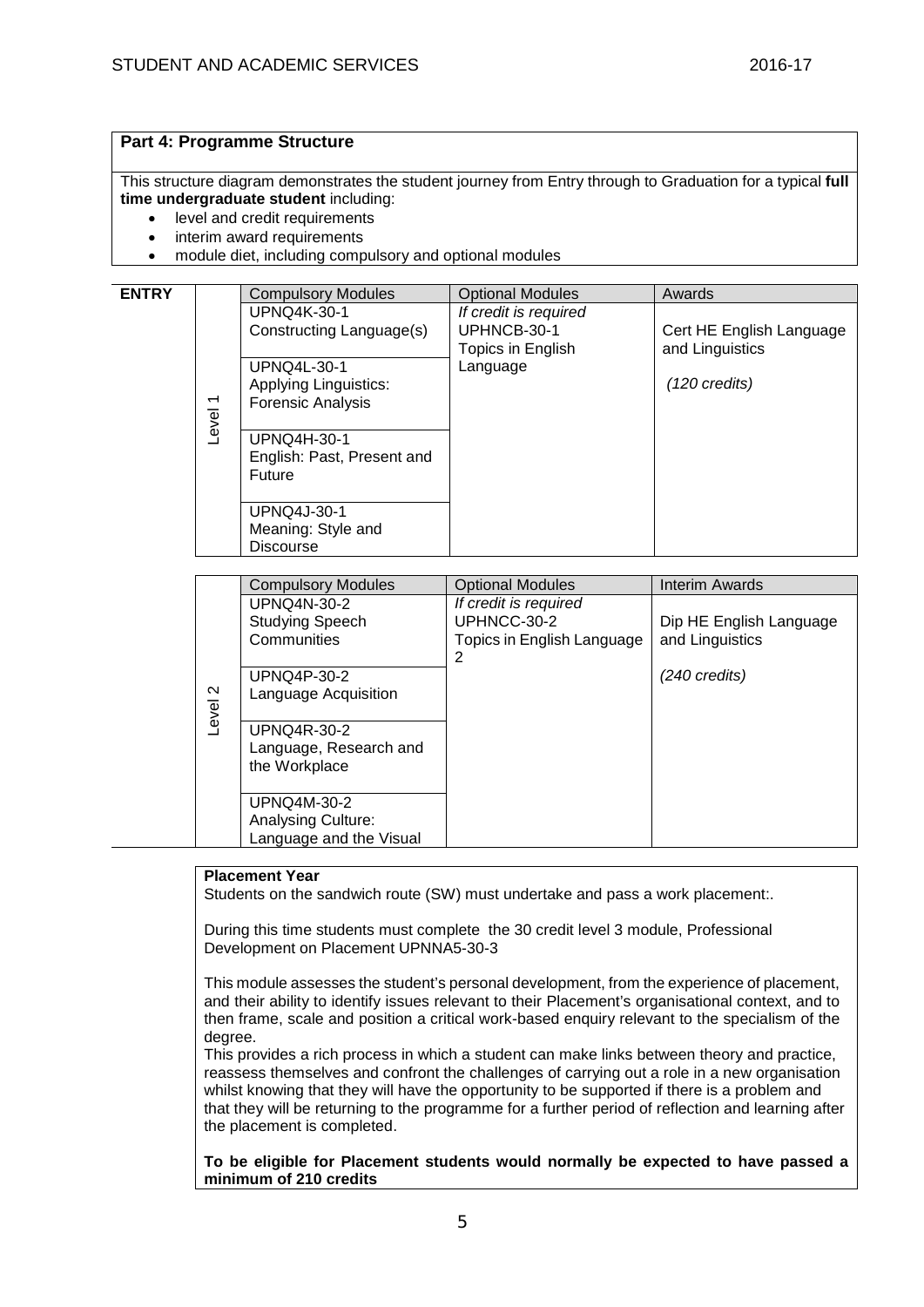## Part 4: Programme Structure

This structure diagram demonstrates the student journey from Entry through to Graduation for a typical **full time undergraduate student** including:

- level and credit requirements
- interim award requirements
- module diet, including compulsory and optional modules

**ENTRY**

| Level | Compulsory Modules | Optional Modules | Awards |
|---|---|---|---|
| Level 1 | UPNQ4K-30-1 Constructing Language(s) | *If credit is required* UPHNCB-30-1 Topics in English Language | Cert HE English Language and Linguistics *(120 credits)* |
| | UPNQ4L-30-1 Applying Linguistics: Forensic Analysis | | |
| | UPNQ4H-30-1 English: Past, Present and Future | | |
| | UPNQ4J-30-1 Meaning: Style and Discourse | | |

| Level | Compulsory Modules | Optional Modules | Interim Awards |
|---|---|---|---|
| Level 2 | UPNQ4N-30-2 Studying Speech Communities | *If credit is required* UPHNCC-30-2 Topics in English Language 2 | Dip HE English Language and Linguistics *(240 credits)* |
| | UPNQ4P-30-2 Language Acquisition | | |
| | UPNQ4R-30-2 Language, Research and the Workplace | | |
| | UPNQ4M-30-2 Analysing Culture: Language and the Visual | | |

**Placement Year**

Students on the sandwich route (SW) must undertake and pass a work placement:.

During this time students must complete the 30 credit level 3 module, Professional Development on Placement UPNNA5-30-3

This module assesses the student's personal development, from the experience of placement, and their ability to identify issues relevant to their Placement's organisational context, and to then frame, scale and position a critical work-based enquiry relevant to the specialism of the degree.

This provides a rich process in which a student can make links between theory and practice, reassess themselves and confront the challenges of carrying out a role in a new organisation whilst knowing that they will have the opportunity to be supported if there is a problem and that they will be returning to the programme for a further period of reflection and learning after the placement is completed.

**To be eligible for Placement students would normally be expected to have passed a minimum of 210 credits**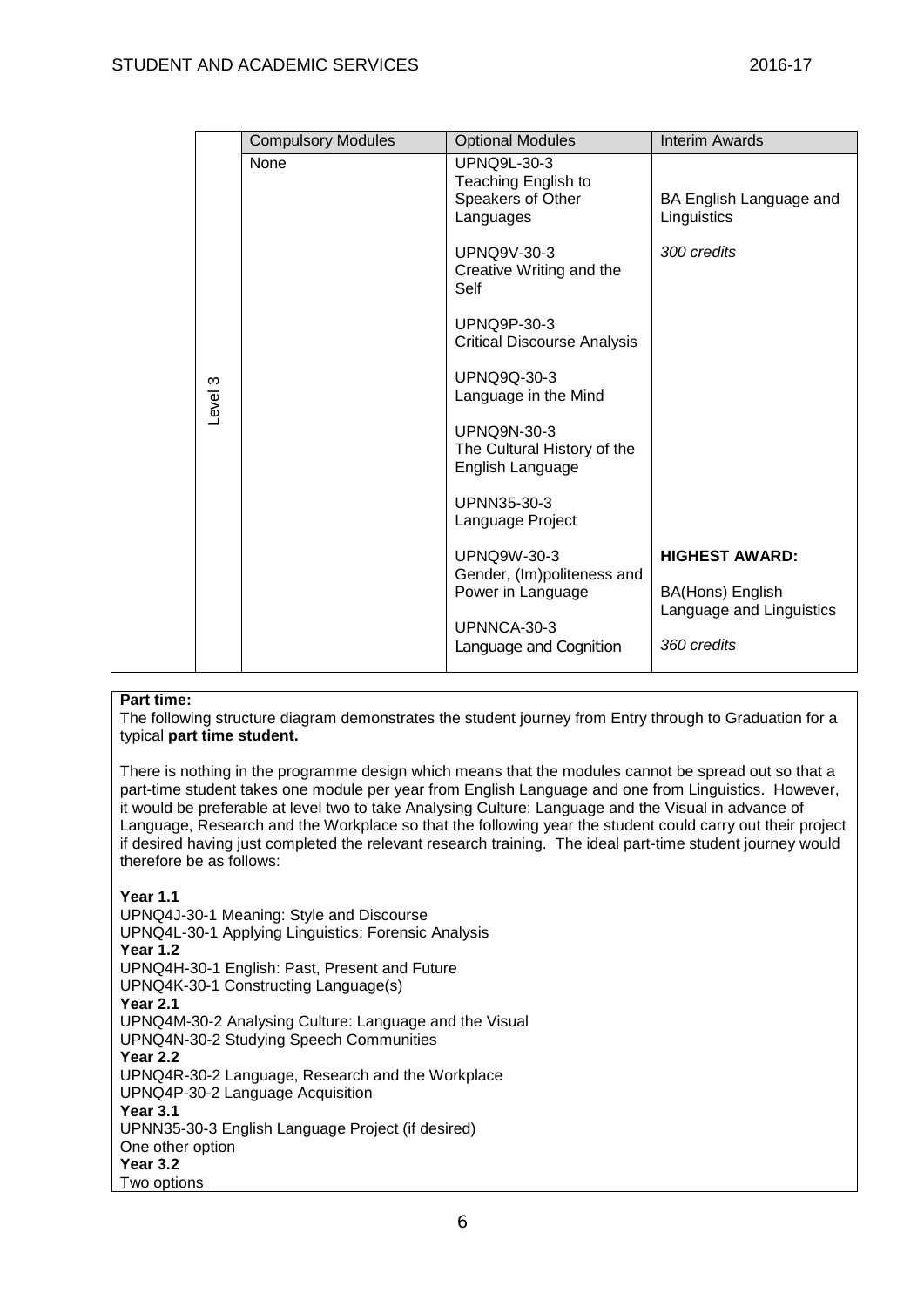| | Compulsory Modules | Optional Modules | Interim Awards |
|---|---|---|---|
| Level 3 | None | UPNQ9L-30-3 Teaching English to Speakers of Other Languages<br><br>UPNQ9V-30-3 Creative Writing and the Self<br><br>UPNQ9P-30-3 Critical Discourse Analysis<br><br>UPNQ9Q-30-3 Language in the Mind<br><br>UPNQ9N-30-3 The Cultural History of the English Language<br><br>UPNN35-30-3 Language Project<br><br>UPNQ9W-30-3 Gender, (Im)politeness and Power in Language<br><br>UPNNCA-30-3 Language and Cognition | BA English Language and Linguistics<br><br>*300 credits*<br><br>**HIGHEST AWARD:**<br><br>BA(Hons) English Language and Linguistics<br><br>*360 credits* |

**Part time:**
The following structure diagram demonstrates the student journey from Entry through to Graduation for a typical **part time student.**

There is nothing in the programme design which means that the modules cannot be spread out so that a part-time student takes one module per year from English Language and one from Linguistics. However, it would be preferable at level two to take Analysing Culture: Language and the Visual in advance of Language, Research and the Workplace so that the following year the student could carry out their project if desired having just completed the relevant research training. The ideal part-time student journey would therefore be as follows:

**Year 1.1**
UPNQ4J-30-1 Meaning: Style and Discourse
UPNQ4L-30-1 Applying Linguistics: Forensic Analysis
**Year 1.2**
UPNQ4H-30-1 English: Past, Present and Future
UPNQ4K-30-1 Constructing Language(s)
**Year 2.1**
UPNQ4M-30-2 Analysing Culture: Language and the Visual
UPNQ4N-30-2 Studying Speech Communities
**Year 2.2**
UPNQ4R-30-2 Language, Research and the Workplace
UPNQ4P-30-2 Language Acquisition
**Year 3.1**
UPNN35-30-3 English Language Project (if desired)
One other option
**Year 3.2**
Two options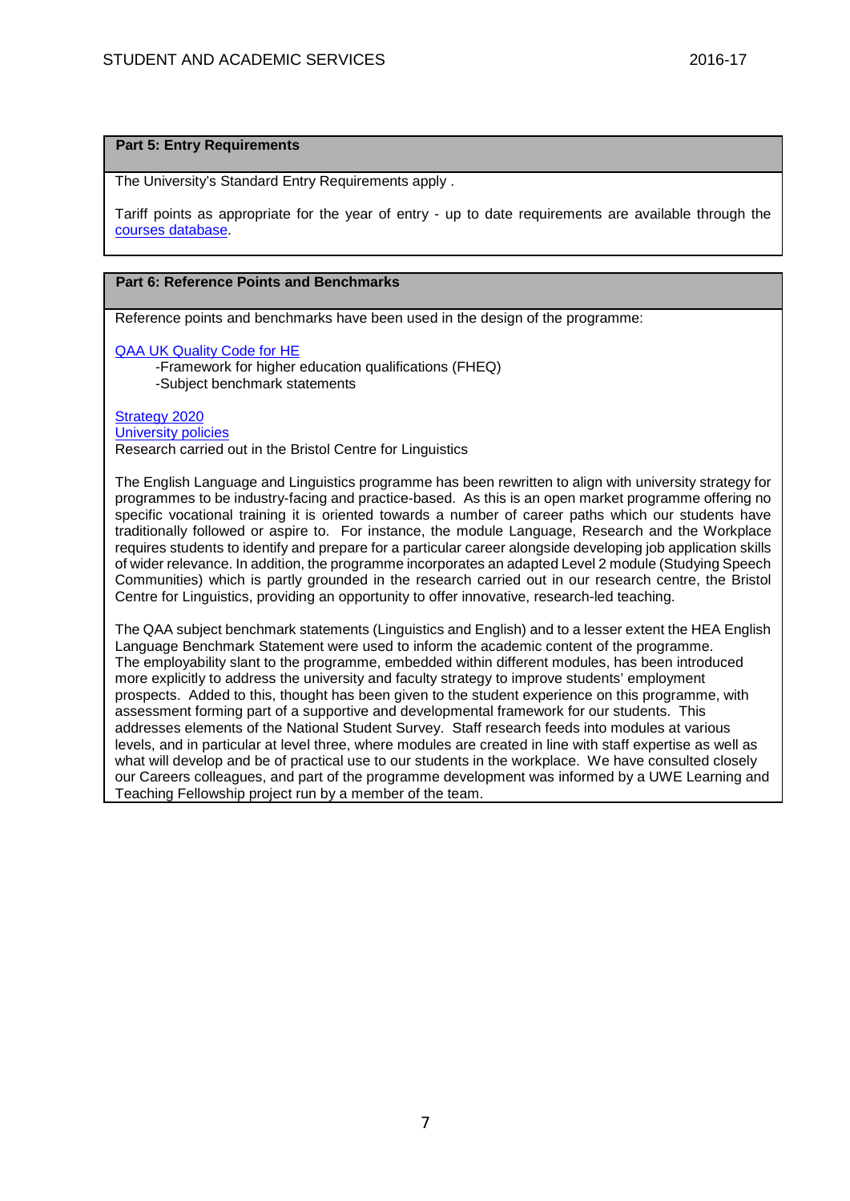## Part 5: Entry Requirements

The University's Standard Entry Requirements apply .

Tariff points as appropriate for the year of entry - up to date requirements are available through the courses database.

## Part 6: Reference Points and Benchmarks

Reference points and benchmarks have been used in the design of the programme:

QAA UK Quality Code for HE

- -Framework for higher education qualifications (FHEQ)
- -Subject benchmark statements

Strategy 2020
University policies
Research carried out in the Bristol Centre for Linguistics

The English Language and Linguistics programme has been rewritten to align with university strategy for programmes to be industry-facing and practice-based. As this is an open market programme offering no specific vocational training it is oriented towards a number of career paths which our students have traditionally followed or aspire to. For instance, the module Language, Research and the Workplace requires students to identify and prepare for a particular career alongside developing job application skills of wider relevance. In addition, the programme incorporates an adapted Level 2 module (Studying Speech Communities) which is partly grounded in the research carried out in our research centre, the Bristol Centre for Linguistics, providing an opportunity to offer innovative, research-led teaching.

The QAA subject benchmark statements (Linguistics and English) and to a lesser extent the HEA English Language Benchmark Statement were used to inform the academic content of the programme.
The employability slant to the programme, embedded within different modules, has been introduced more explicitly to address the university and faculty strategy to improve students' employment prospects. Added to this, thought has been given to the student experience on this programme, with assessment forming part of a supportive and developmental framework for our students. This addresses elements of the National Student Survey. Staff research feeds into modules at various levels, and in particular at level three, where modules are created in line with staff expertise as well as what will develop and be of practical use to our students in the workplace. We have consulted closely our Careers colleagues, and part of the programme development was informed by a UWE Learning and Teaching Fellowship project run by a member of the team.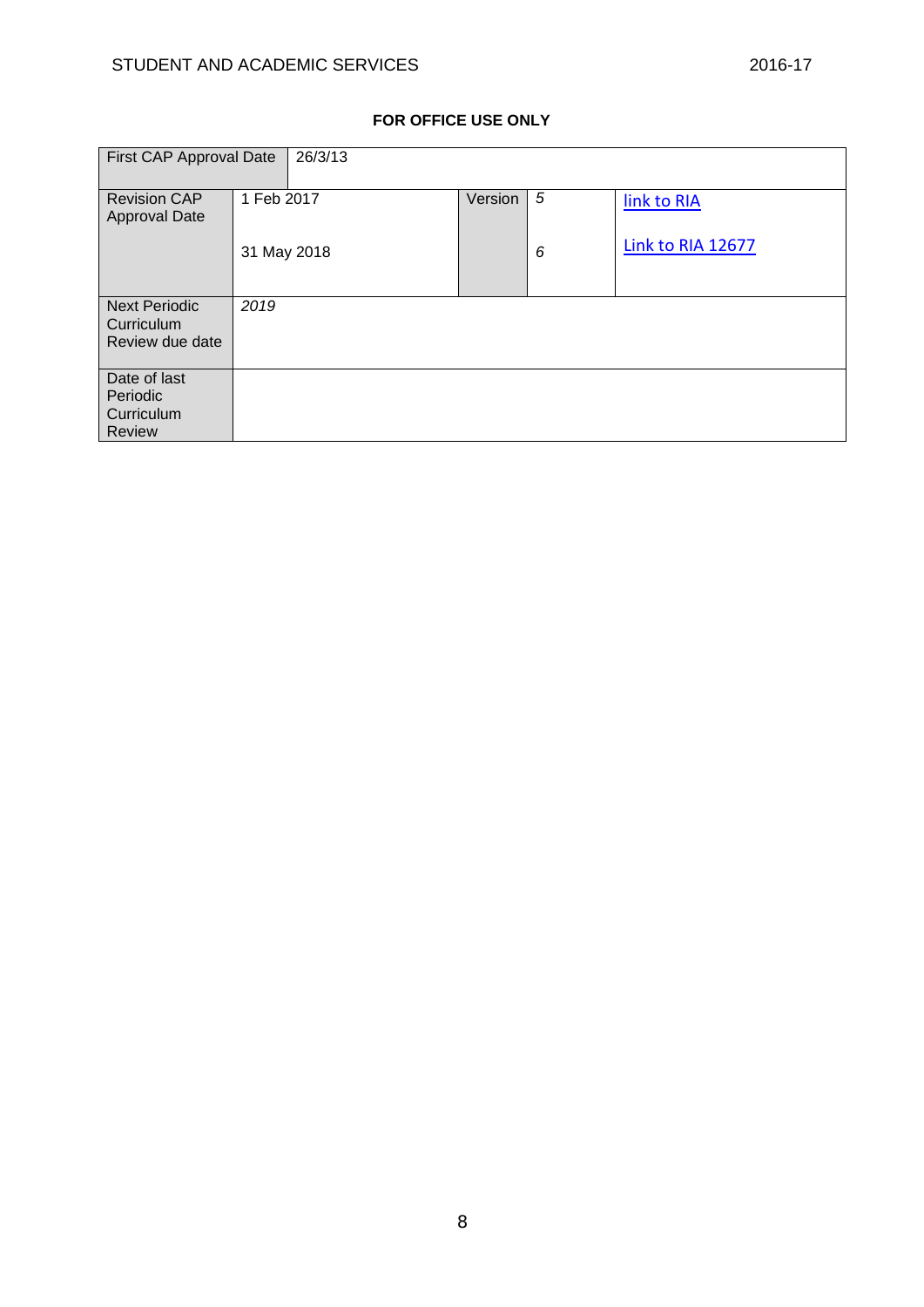**FOR OFFICE USE ONLY**

| | | | | |
|---|---|---|---|---|
| First CAP Approval Date | 26/3/13 | | | |
| Revision CAP Approval Date | 1 Feb 2017<br><br>31 May 2018 | Version | *5*<br><br>*6* | link to RIA<br><br>Link to RIA 12677 |
| Next Periodic Curriculum Review due date | *2019* | | | |
| Date of last Periodic Curriculum Review | | | | |